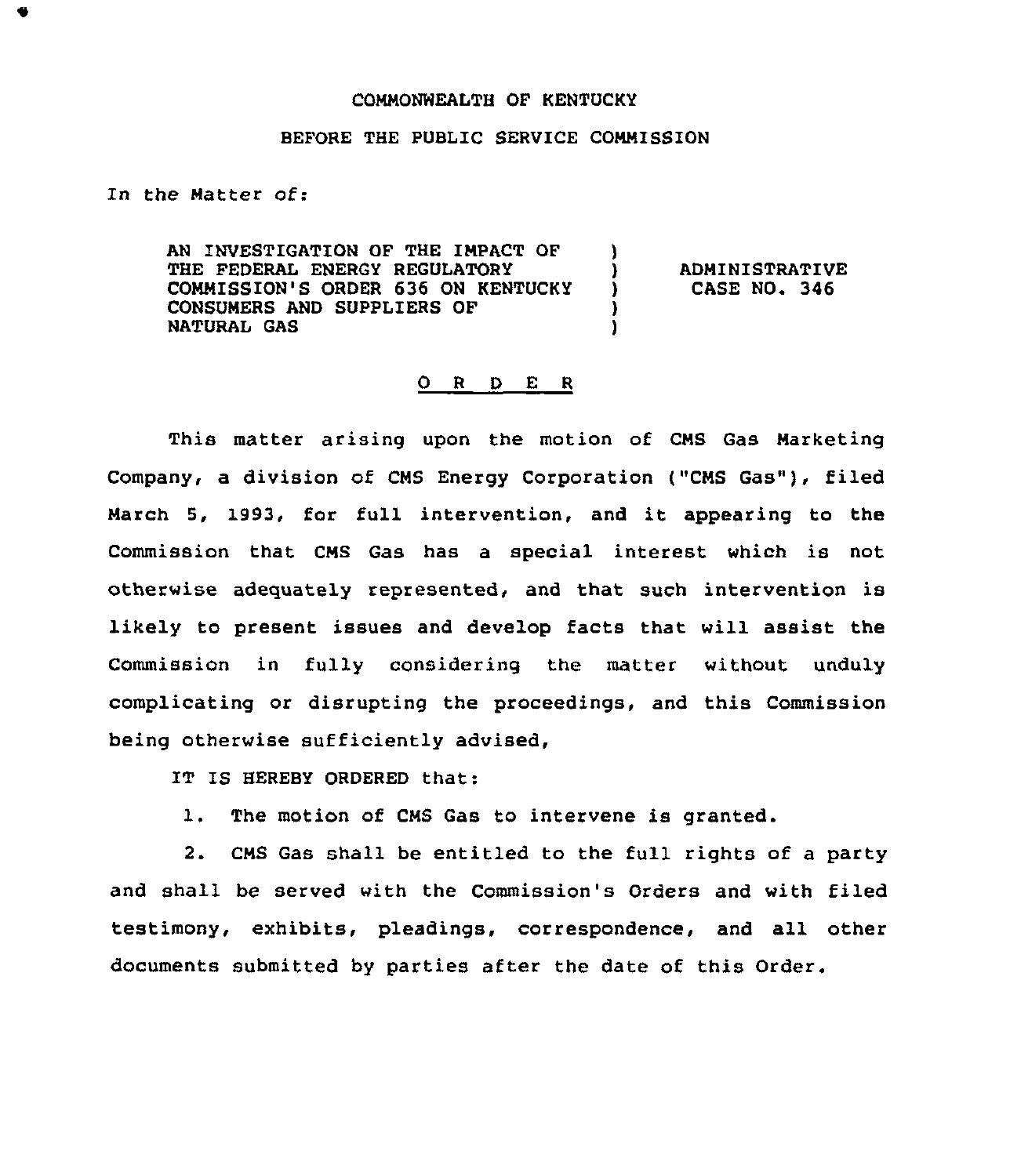COMMONWEALTH OF KENTUCKY

BEFORE THE PUBLIC SERVICE COMMISSION

In the Matter of:

| | | |
|---|---|---|
| AN INVESTIGATION OF THE IMPACT OF THE FEDERAL ENERGY REGULATORY COMMISSION'S ORDER 636 ON KENTUCKY CONSUMERS AND SUPPLIERS OF NATURAL GAS | ) ) ) ) ) | ADMINISTRATIVE CASE NO. 346 |

O R D E R

This matter arising upon the motion of CMS Gas Marketing Company, a division of CMS Energy Corporation ("CMS Gas"), filed March 5, 1993, for full intervention, and it appearing to the Commission that CMS Gas has a special interest which is not otherwise adequately represented, and that such intervention is likely to present issues and develop facts that will assist the Commission in fully considering the matter without unduly complicating or disrupting the proceedings, and this Commission being otherwise sufficiently advised,

IT IS HEREBY ORDERED that:

1. The motion of CMS Gas to intervene is granted.

2. CMS Gas shall be entitled to the full rights of a party and shall be served with the Commission's Orders and with filed testimony, exhibits, pleadings, correspondence, and all other documents submitted by parties after the date of this Order.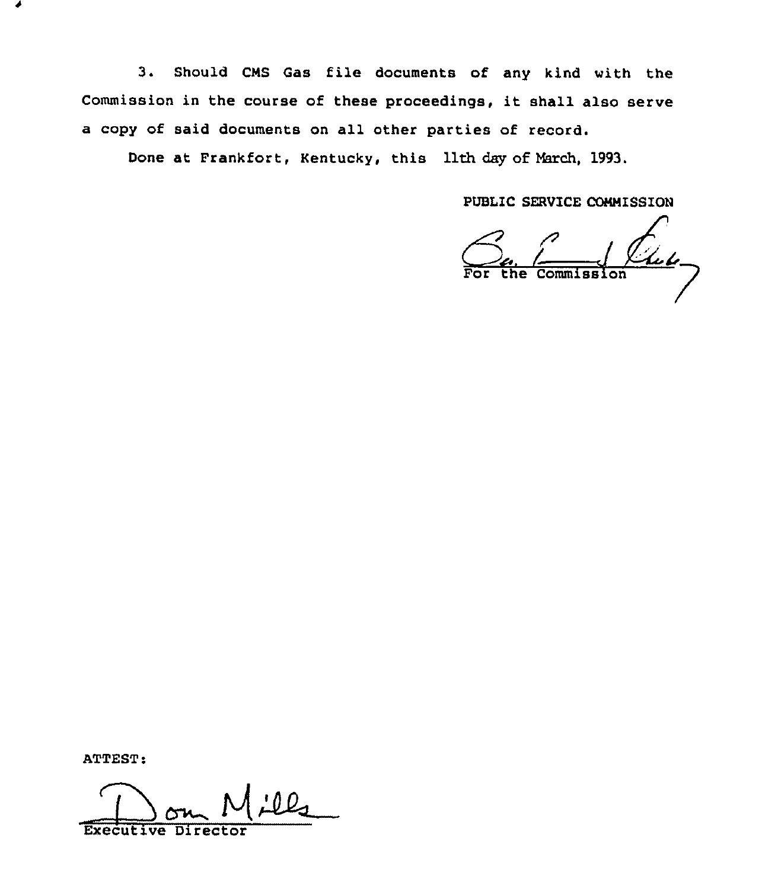3. Should CMS Gas file documents of any kind with the Commission in the course of these proceedings, it shall also serve a copy of said documents on all other parties of record.

Done at Frankfort, Kentucky, this 11th day of March, 1993.

PUBLIC SERVICE COMMISSION

For the Commission

ATTEST:

Executive Director